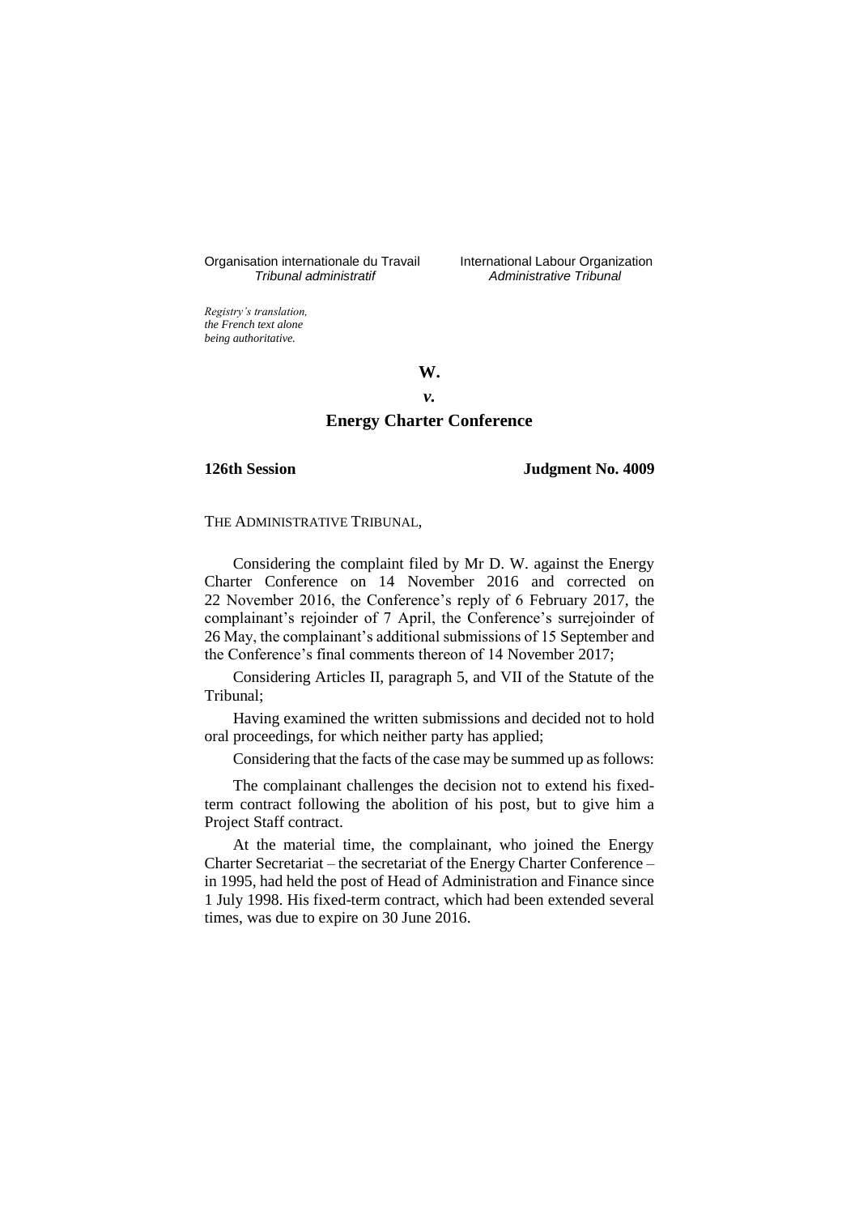Organisation internationale du Travail
*Tribunal administratif*

International Labour Organization
*Administrative Tribunal*

*Registry's translation, the French text alone being authoritative.*

**W.**

***v.***

**Energy Charter Conference**

**126th Session** **Judgment No. 4009**

THE ADMINISTRATIVE TRIBUNAL,

Considering the complaint filed by Mr D. W. against the Energy Charter Conference on 14 November 2016 and corrected on 22 November 2016, the Conference's reply of 6 February 2017, the complainant's rejoinder of 7 April, the Conference's surrejoinder of 26 May, the complainant's additional submissions of 15 September and the Conference's final comments thereon of 14 November 2017;

Considering Articles II, paragraph 5, and VII of the Statute of the Tribunal;

Having examined the written submissions and decided not to hold oral proceedings, for which neither party has applied;

Considering that the facts of the case may be summed up as follows:

The complainant challenges the decision not to extend his fixed-term contract following the abolition of his post, but to give him a Project Staff contract.

At the material time, the complainant, who joined the Energy Charter Secretariat – the secretariat of the Energy Charter Conference – in 1995, had held the post of Head of Administration and Finance since 1 July 1998. His fixed-term contract, which had been extended several times, was due to expire on 30 June 2016.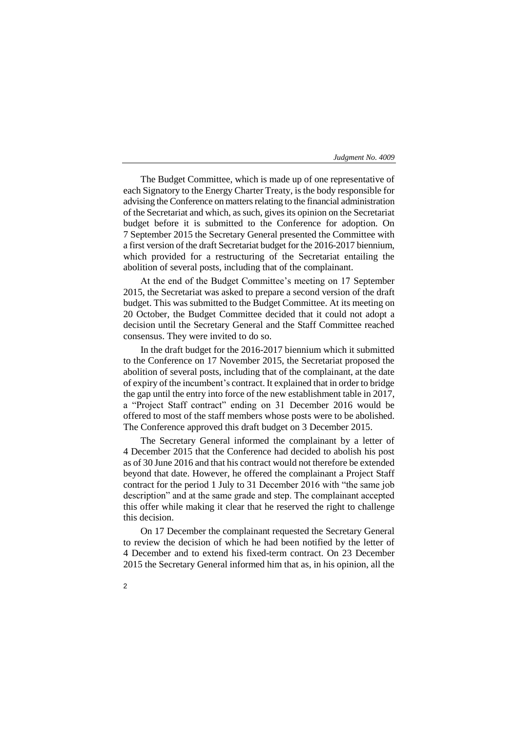The Budget Committee, which is made up of one representative of each Signatory to the Energy Charter Treaty, is the body responsible for advising the Conference on matters relating to the financial administration of the Secretariat and which, as such, gives its opinion on the Secretariat budget before it is submitted to the Conference for adoption. On 7 September 2015 the Secretary General presented the Committee with a first version of the draft Secretariat budget for the 2016-2017 biennium, which provided for a restructuring of the Secretariat entailing the abolition of several posts, including that of the complainant.

At the end of the Budget Committee's meeting on 17 September 2015, the Secretariat was asked to prepare a second version of the draft budget. This was submitted to the Budget Committee. At its meeting on 20 October, the Budget Committee decided that it could not adopt a decision until the Secretary General and the Staff Committee reached consensus. They were invited to do so.

In the draft budget for the 2016-2017 biennium which it submitted to the Conference on 17 November 2015, the Secretariat proposed the abolition of several posts, including that of the complainant, at the date of expiry of the incumbent's contract. It explained that in order to bridge the gap until the entry into force of the new establishment table in 2017, a "Project Staff contract" ending on 31 December 2016 would be offered to most of the staff members whose posts were to be abolished. The Conference approved this draft budget on 3 December 2015.

The Secretary General informed the complainant by a letter of 4 December 2015 that the Conference had decided to abolish his post as of 30 June 2016 and that his contract would not therefore be extended beyond that date. However, he offered the complainant a Project Staff contract for the period 1 July to 31 December 2016 with "the same job description" and at the same grade and step. The complainant accepted this offer while making it clear that he reserved the right to challenge this decision.

On 17 December the complainant requested the Secretary General to review the decision of which he had been notified by the letter of 4 December and to extend his fixed-term contract. On 23 December 2015 the Secretary General informed him that as, in his opinion, all the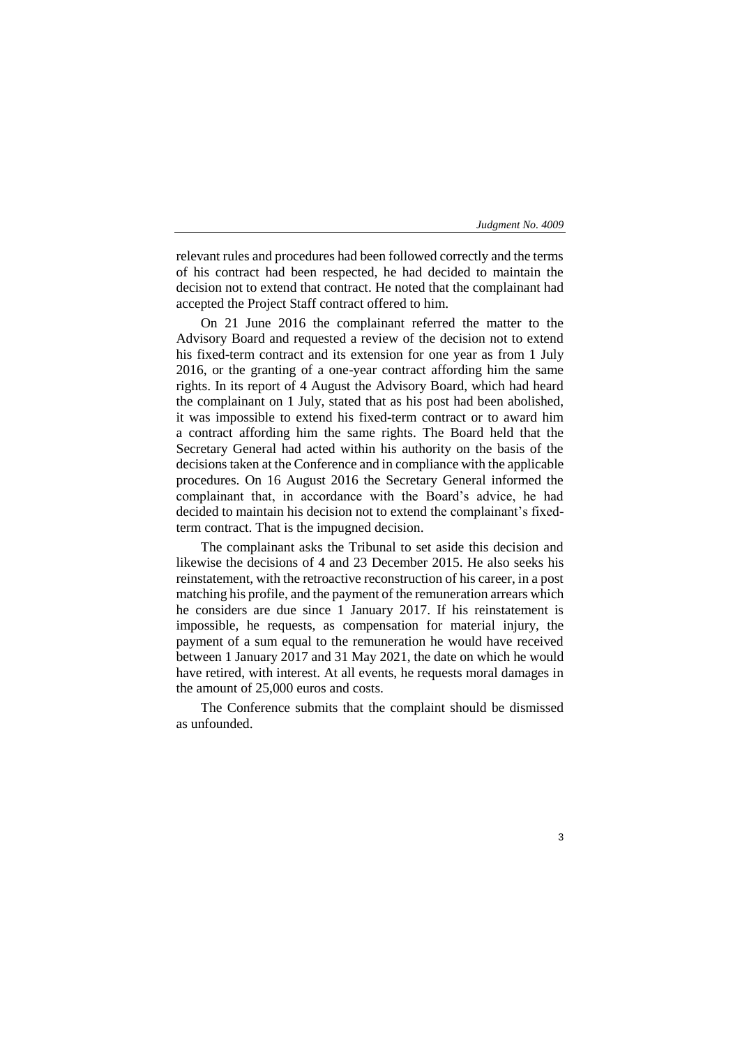relevant rules and procedures had been followed correctly and the terms of his contract had been respected, he had decided to maintain the decision not to extend that contract. He noted that the complainant had accepted the Project Staff contract offered to him.

On 21 June 2016 the complainant referred the matter to the Advisory Board and requested a review of the decision not to extend his fixed-term contract and its extension for one year as from 1 July 2016, or the granting of a one-year contract affording him the same rights. In its report of 4 August the Advisory Board, which had heard the complainant on 1 July, stated that as his post had been abolished, it was impossible to extend his fixed-term contract or to award him a contract affording him the same rights. The Board held that the Secretary General had acted within his authority on the basis of the decisions taken at the Conference and in compliance with the applicable procedures. On 16 August 2016 the Secretary General informed the complainant that, in accordance with the Board's advice, he had decided to maintain his decision not to extend the complainant's fixed-term contract. That is the impugned decision.

The complainant asks the Tribunal to set aside this decision and likewise the decisions of 4 and 23 December 2015. He also seeks his reinstatement, with the retroactive reconstruction of his career, in a post matching his profile, and the payment of the remuneration arrears which he considers are due since 1 January 2017. If his reinstatement is impossible, he requests, as compensation for material injury, the payment of a sum equal to the remuneration he would have received between 1 January 2017 and 31 May 2021, the date on which he would have retired, with interest. At all events, he requests moral damages in the amount of 25,000 euros and costs.

The Conference submits that the complaint should be dismissed as unfounded.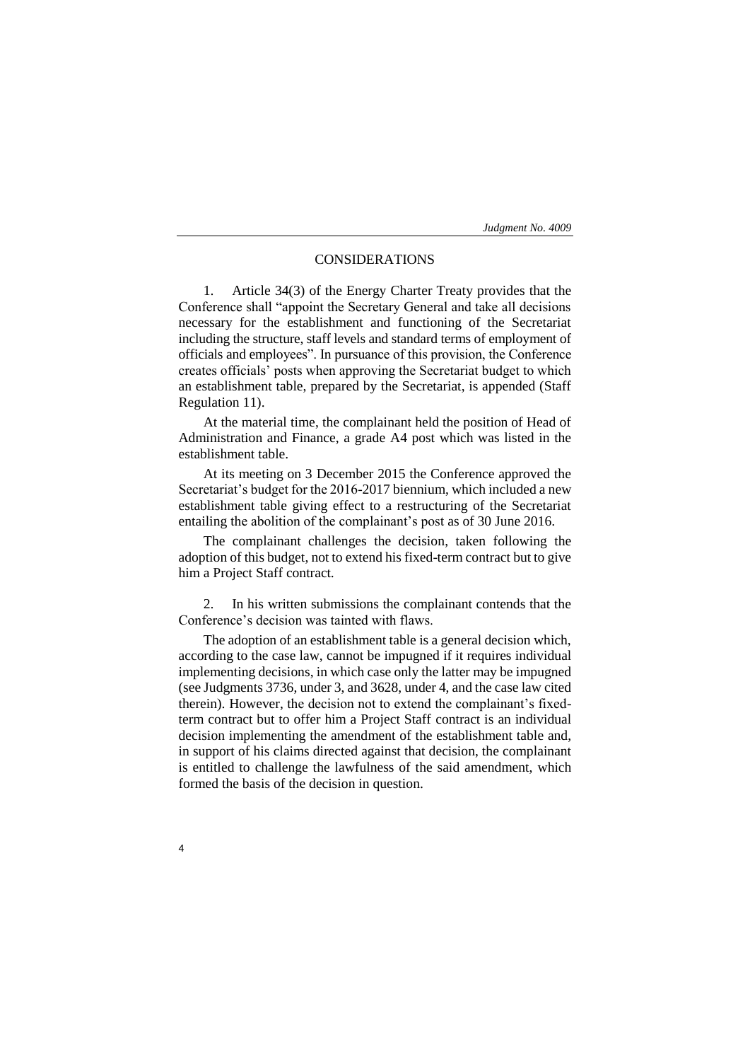## CONSIDERATIONS

1. Article 34(3) of the Energy Charter Treaty provides that the Conference shall "appoint the Secretary General and take all decisions necessary for the establishment and functioning of the Secretariat including the structure, staff levels and standard terms of employment of officials and employees". In pursuance of this provision, the Conference creates officials' posts when approving the Secretariat budget to which an establishment table, prepared by the Secretariat, is appended (Staff Regulation 11).

At the material time, the complainant held the position of Head of Administration and Finance, a grade A4 post which was listed in the establishment table.

At its meeting on 3 December 2015 the Conference approved the Secretariat's budget for the 2016-2017 biennium, which included a new establishment table giving effect to a restructuring of the Secretariat entailing the abolition of the complainant's post as of 30 June 2016.

The complainant challenges the decision, taken following the adoption of this budget, not to extend his fixed-term contract but to give him a Project Staff contract.

2. In his written submissions the complainant contends that the Conference's decision was tainted with flaws.

The adoption of an establishment table is a general decision which, according to the case law, cannot be impugned if it requires individual implementing decisions, in which case only the latter may be impugned (see Judgments 3736, under 3, and 3628, under 4, and the case law cited therein). However, the decision not to extend the complainant's fixed-term contract but to offer him a Project Staff contract is an individual decision implementing the amendment of the establishment table and, in support of his claims directed against that decision, the complainant is entitled to challenge the lawfulness of the said amendment, which formed the basis of the decision in question.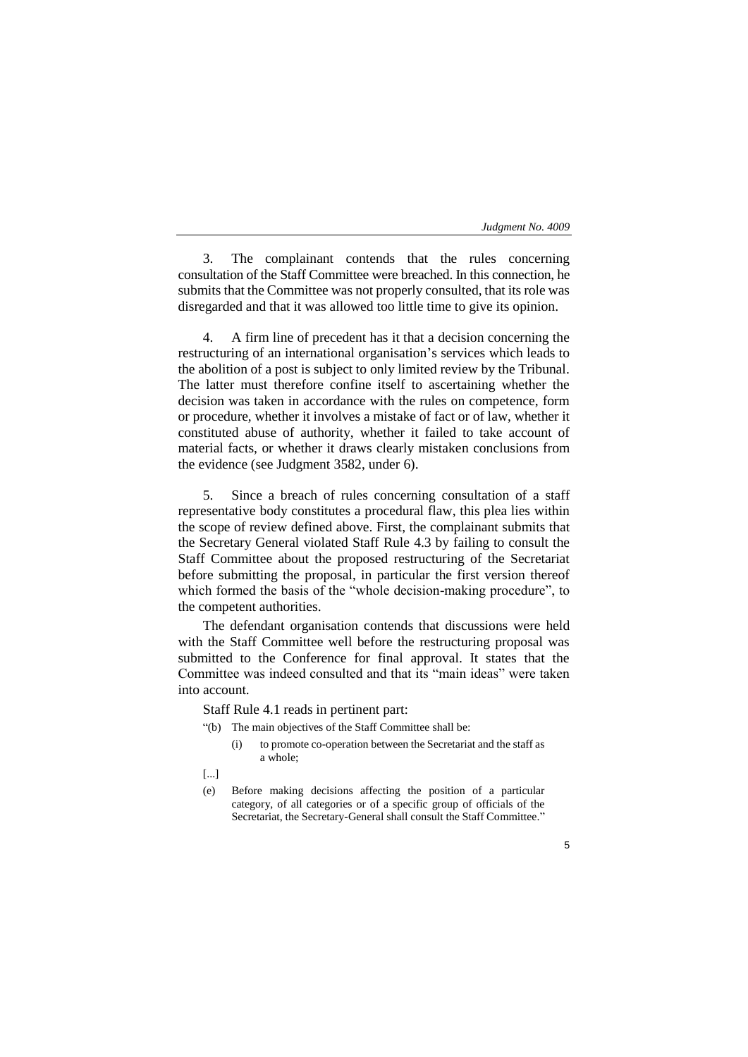3. The complainant contends that the rules concerning consultation of the Staff Committee were breached. In this connection, he submits that the Committee was not properly consulted, that its role was disregarded and that it was allowed too little time to give its opinion.

4. A firm line of precedent has it that a decision concerning the restructuring of an international organisation's services which leads to the abolition of a post is subject to only limited review by the Tribunal. The latter must therefore confine itself to ascertaining whether the decision was taken in accordance with the rules on competence, form or procedure, whether it involves a mistake of fact or of law, whether it constituted abuse of authority, whether it failed to take account of material facts, or whether it draws clearly mistaken conclusions from the evidence (see Judgment 3582, under 6).

5. Since a breach of rules concerning consultation of a staff representative body constitutes a procedural flaw, this plea lies within the scope of review defined above. First, the complainant submits that the Secretary General violated Staff Rule 4.3 by failing to consult the Staff Committee about the proposed restructuring of the Secretariat before submitting the proposal, in particular the first version thereof which formed the basis of the "whole decision-making procedure", to the competent authorities.

The defendant organisation contends that discussions were held with the Staff Committee well before the restructuring proposal was submitted to the Conference for final approval. It states that the Committee was indeed consulted and that its "main ideas" were taken into account.

Staff Rule 4.1 reads in pertinent part:

> "(b) The main objectives of the Staff Committee shall be:
>
> (i) to promote co-operation between the Secretariat and the staff as a whole;
>
> [...]
>
> (e) Before making decisions affecting the position of a particular category, of all categories or of a specific group of officials of the Secretariat, the Secretary-General shall consult the Staff Committee."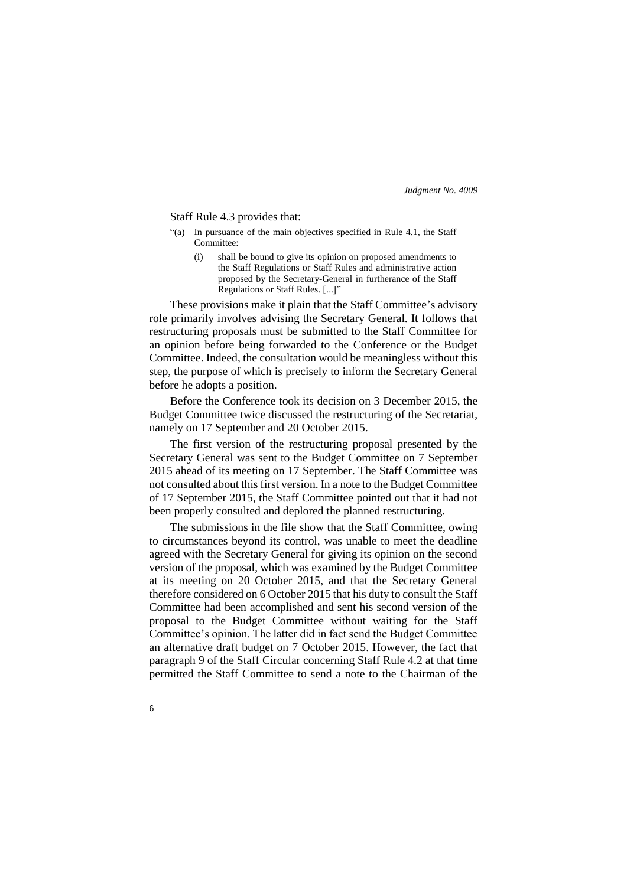Staff Rule 4.3 provides that:

> “(a) In pursuance of the main objectives specified in Rule 4.1, the Staff Committee:
>
> (i) shall be bound to give its opinion on proposed amendments to the Staff Regulations or Staff Rules and administrative action proposed by the Secretary-General in furtherance of the Staff Regulations or Staff Rules. [...]”

These provisions make it plain that the Staff Committee’s advisory role primarily involves advising the Secretary General. It follows that restructuring proposals must be submitted to the Staff Committee for an opinion before being forwarded to the Conference or the Budget Committee. Indeed, the consultation would be meaningless without this step, the purpose of which is precisely to inform the Secretary General before he adopts a position.

Before the Conference took its decision on 3 December 2015, the Budget Committee twice discussed the restructuring of the Secretariat, namely on 17 September and 20 October 2015.

The first version of the restructuring proposal presented by the Secretary General was sent to the Budget Committee on 7 September 2015 ahead of its meeting on 17 September. The Staff Committee was not consulted about this first version. In a note to the Budget Committee of 17 September 2015, the Staff Committee pointed out that it had not been properly consulted and deplored the planned restructuring.

The submissions in the file show that the Staff Committee, owing to circumstances beyond its control, was unable to meet the deadline agreed with the Secretary General for giving its opinion on the second version of the proposal, which was examined by the Budget Committee at its meeting on 20 October 2015, and that the Secretary General therefore considered on 6 October 2015 that his duty to consult the Staff Committee had been accomplished and sent his second version of the proposal to the Budget Committee without waiting for the Staff Committee’s opinion. The latter did in fact send the Budget Committee an alternative draft budget on 7 October 2015. However, the fact that paragraph 9 of the Staff Circular concerning Staff Rule 4.2 at that time permitted the Staff Committee to send a note to the Chairman of the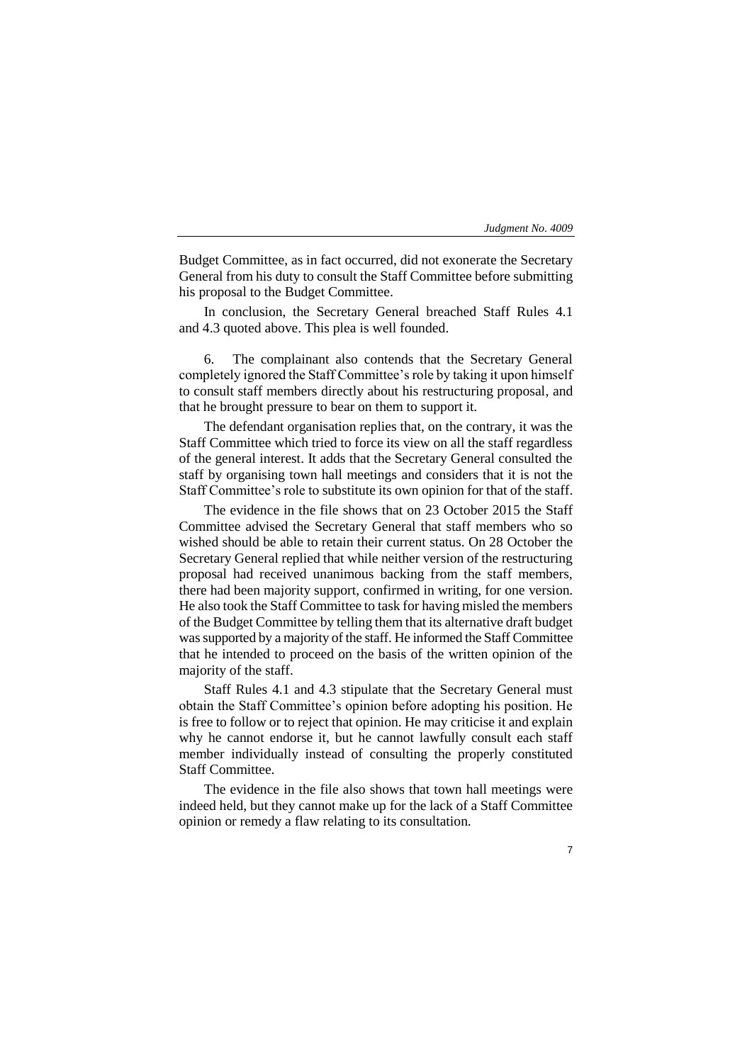Budget Committee, as in fact occurred, did not exonerate the Secretary General from his duty to consult the Staff Committee before submitting his proposal to the Budget Committee.

In conclusion, the Secretary General breached Staff Rules 4.1 and 4.3 quoted above. This plea is well founded.

6. The complainant also contends that the Secretary General completely ignored the Staff Committee's role by taking it upon himself to consult staff members directly about his restructuring proposal, and that he brought pressure to bear on them to support it.

The defendant organisation replies that, on the contrary, it was the Staff Committee which tried to force its view on all the staff regardless of the general interest. It adds that the Secretary General consulted the staff by organising town hall meetings and considers that it is not the Staff Committee's role to substitute its own opinion for that of the staff.

The evidence in the file shows that on 23 October 2015 the Staff Committee advised the Secretary General that staff members who so wished should be able to retain their current status. On 28 October the Secretary General replied that while neither version of the restructuring proposal had received unanimous backing from the staff members, there had been majority support, confirmed in writing, for one version. He also took the Staff Committee to task for having misled the members of the Budget Committee by telling them that its alternative draft budget was supported by a majority of the staff. He informed the Staff Committee that he intended to proceed on the basis of the written opinion of the majority of the staff.

Staff Rules 4.1 and 4.3 stipulate that the Secretary General must obtain the Staff Committee's opinion before adopting his position. He is free to follow or to reject that opinion. He may criticise it and explain why he cannot endorse it, but he cannot lawfully consult each staff member individually instead of consulting the properly constituted Staff Committee.

The evidence in the file also shows that town hall meetings were indeed held, but they cannot make up for the lack of a Staff Committee opinion or remedy a flaw relating to its consultation.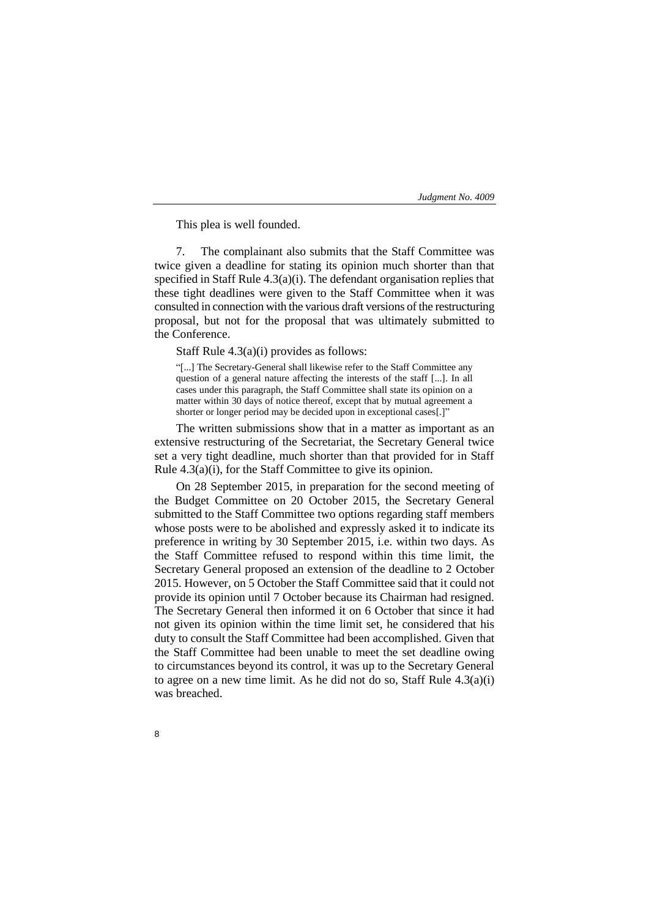This plea is well founded.

7. The complainant also submits that the Staff Committee was twice given a deadline for stating its opinion much shorter than that specified in Staff Rule 4.3(a)(i). The defendant organisation replies that these tight deadlines were given to the Staff Committee when it was consulted in connection with the various draft versions of the restructuring proposal, but not for the proposal that was ultimately submitted to the Conference.

Staff Rule 4.3(a)(i) provides as follows:

> "[...] The Secretary-General shall likewise refer to the Staff Committee any question of a general nature affecting the interests of the staff [...]. In all cases under this paragraph, the Staff Committee shall state its opinion on a matter within 30 days of notice thereof, except that by mutual agreement a shorter or longer period may be decided upon in exceptional cases[.]"

The written submissions show that in a matter as important as an extensive restructuring of the Secretariat, the Secretary General twice set a very tight deadline, much shorter than that provided for in Staff Rule 4.3(a)(i), for the Staff Committee to give its opinion.

On 28 September 2015, in preparation for the second meeting of the Budget Committee on 20 October 2015, the Secretary General submitted to the Staff Committee two options regarding staff members whose posts were to be abolished and expressly asked it to indicate its preference in writing by 30 September 2015, i.e. within two days. As the Staff Committee refused to respond within this time limit, the Secretary General proposed an extension of the deadline to 2 October 2015. However, on 5 October the Staff Committee said that it could not provide its opinion until 7 October because its Chairman had resigned. The Secretary General then informed it on 6 October that since it had not given its opinion within the time limit set, he considered that his duty to consult the Staff Committee had been accomplished. Given that the Staff Committee had been unable to meet the set deadline owing to circumstances beyond its control, it was up to the Secretary General to agree on a new time limit. As he did not do so, Staff Rule 4.3(a)(i) was breached.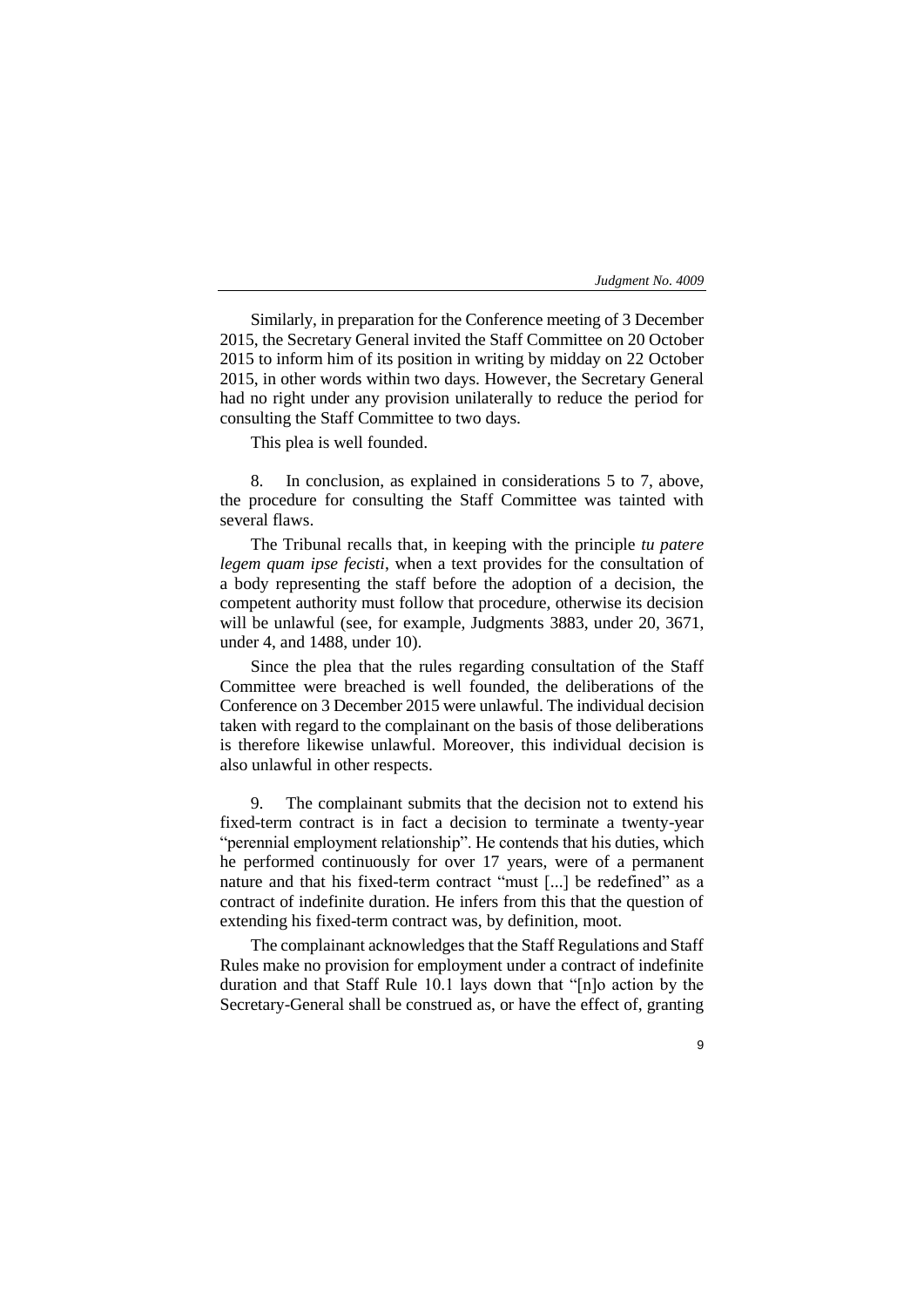Similarly, in preparation for the Conference meeting of 3 December 2015, the Secretary General invited the Staff Committee on 20 October 2015 to inform him of its position in writing by midday on 22 October 2015, in other words within two days. However, the Secretary General had no right under any provision unilaterally to reduce the period for consulting the Staff Committee to two days.

This plea is well founded.

8. In conclusion, as explained in considerations 5 to 7, above, the procedure for consulting the Staff Committee was tainted with several flaws.

The Tribunal recalls that, in keeping with the principle *tu patere legem quam ipse fecisti*, when a text provides for the consultation of a body representing the staff before the adoption of a decision, the competent authority must follow that procedure, otherwise its decision will be unlawful (see, for example, Judgments 3883, under 20, 3671, under 4, and 1488, under 10).

Since the plea that the rules regarding consultation of the Staff Committee were breached is well founded, the deliberations of the Conference on 3 December 2015 were unlawful. The individual decision taken with regard to the complainant on the basis of those deliberations is therefore likewise unlawful. Moreover, this individual decision is also unlawful in other respects.

9. The complainant submits that the decision not to extend his fixed-term contract is in fact a decision to terminate a twenty-year "perennial employment relationship". He contends that his duties, which he performed continuously for over 17 years, were of a permanent nature and that his fixed-term contract "must [...] be redefined" as a contract of indefinite duration. He infers from this that the question of extending his fixed-term contract was, by definition, moot.

The complainant acknowledges that the Staff Regulations and Staff Rules make no provision for employment under a contract of indefinite duration and that Staff Rule 10.1 lays down that "[n]o action by the Secretary-General shall be construed as, or have the effect of, granting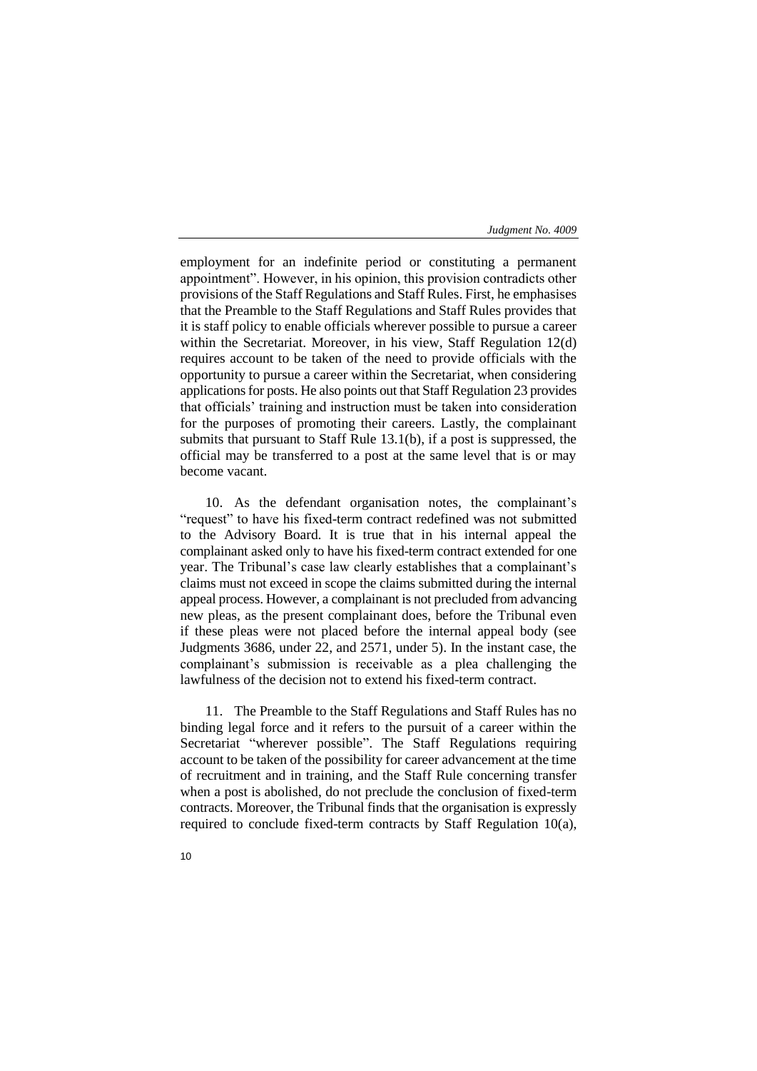employment for an indefinite period or constituting a permanent appointment". However, in his opinion, this provision contradicts other provisions of the Staff Regulations and Staff Rules. First, he emphasises that the Preamble to the Staff Regulations and Staff Rules provides that it is staff policy to enable officials wherever possible to pursue a career within the Secretariat. Moreover, in his view, Staff Regulation 12(d) requires account to be taken of the need to provide officials with the opportunity to pursue a career within the Secretariat, when considering applications for posts. He also points out that Staff Regulation 23 provides that officials' training and instruction must be taken into consideration for the purposes of promoting their careers. Lastly, the complainant submits that pursuant to Staff Rule 13.1(b), if a post is suppressed, the official may be transferred to a post at the same level that is or may become vacant.

10. As the defendant organisation notes, the complainant's "request" to have his fixed-term contract redefined was not submitted to the Advisory Board. It is true that in his internal appeal the complainant asked only to have his fixed-term contract extended for one year. The Tribunal's case law clearly establishes that a complainant's claims must not exceed in scope the claims submitted during the internal appeal process. However, a complainant is not precluded from advancing new pleas, as the present complainant does, before the Tribunal even if these pleas were not placed before the internal appeal body (see Judgments 3686, under 22, and 2571, under 5). In the instant case, the complainant's submission is receivable as a plea challenging the lawfulness of the decision not to extend his fixed-term contract.

11. The Preamble to the Staff Regulations and Staff Rules has no binding legal force and it refers to the pursuit of a career within the Secretariat "wherever possible". The Staff Regulations requiring account to be taken of the possibility for career advancement at the time of recruitment and in training, and the Staff Rule concerning transfer when a post is abolished, do not preclude the conclusion of fixed-term contracts. Moreover, the Tribunal finds that the organisation is expressly required to conclude fixed-term contracts by Staff Regulation 10(a),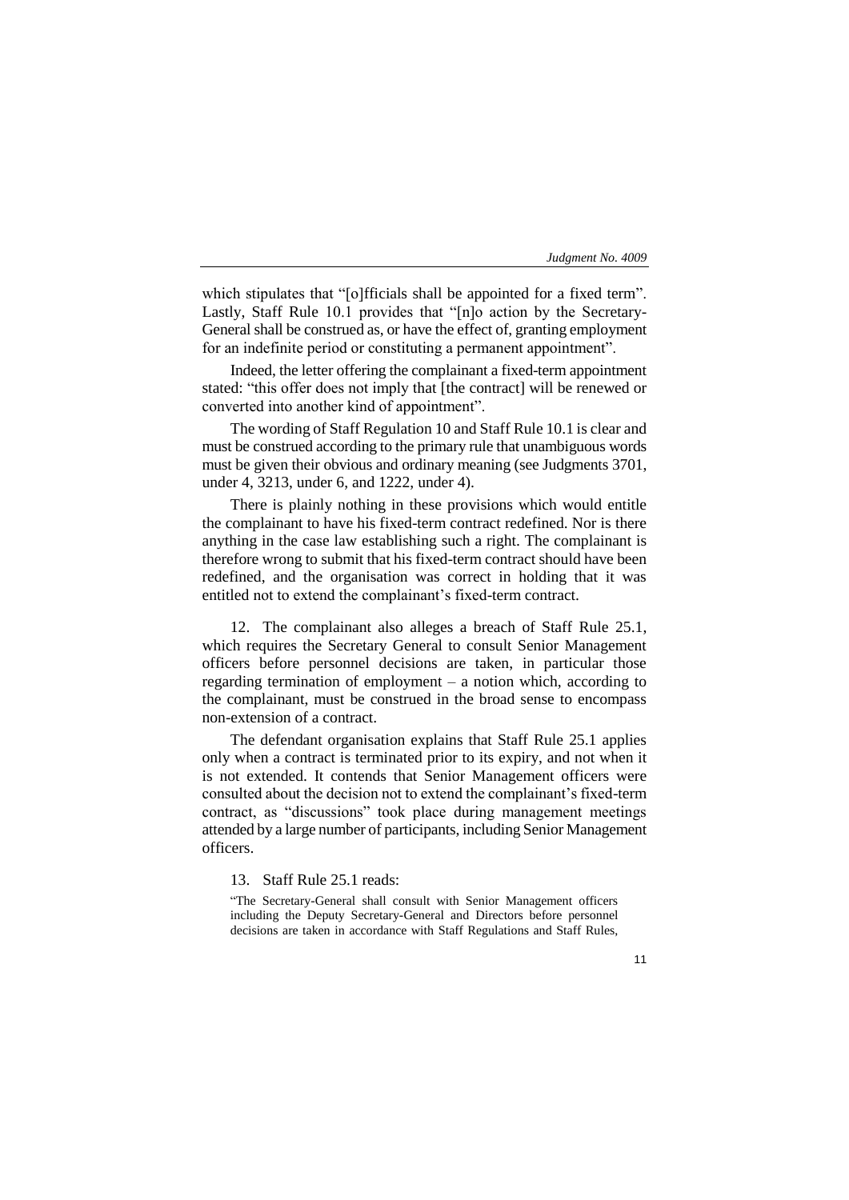which stipulates that "[o]fficials shall be appointed for a fixed term". Lastly, Staff Rule 10.1 provides that "[n]o action by the Secretary-General shall be construed as, or have the effect of, granting employment for an indefinite period or constituting a permanent appointment".

Indeed, the letter offering the complainant a fixed-term appointment stated: "this offer does not imply that [the contract] will be renewed or converted into another kind of appointment".

The wording of Staff Regulation 10 and Staff Rule 10.1 is clear and must be construed according to the primary rule that unambiguous words must be given their obvious and ordinary meaning (see Judgments 3701, under 4, 3213, under 6, and 1222, under 4).

There is plainly nothing in these provisions which would entitle the complainant to have his fixed-term contract redefined. Nor is there anything in the case law establishing such a right. The complainant is therefore wrong to submit that his fixed-term contract should have been redefined, and the organisation was correct in holding that it was entitled not to extend the complainant's fixed-term contract.

12. The complainant also alleges a breach of Staff Rule 25.1, which requires the Secretary General to consult Senior Management officers before personnel decisions are taken, in particular those regarding termination of employment – a notion which, according to the complainant, must be construed in the broad sense to encompass non-extension of a contract.

The defendant organisation explains that Staff Rule 25.1 applies only when a contract is terminated prior to its expiry, and not when it is not extended. It contends that Senior Management officers were consulted about the decision not to extend the complainant's fixed-term contract, as "discussions" took place during management meetings attended by a large number of participants, including Senior Management officers.

13. Staff Rule 25.1 reads:

"The Secretary-General shall consult with Senior Management officers including the Deputy Secretary-General and Directors before personnel decisions are taken in accordance with Staff Regulations and Staff Rules,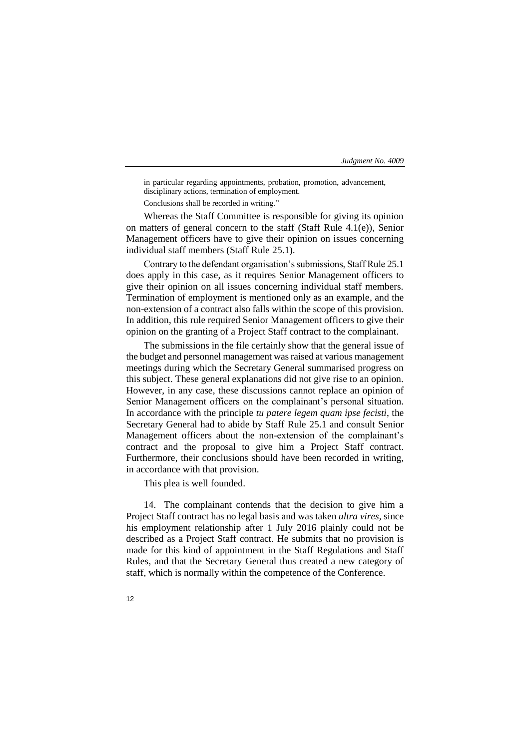in particular regarding appointments, probation, promotion, advancement, disciplinary actions, termination of employment.

Conclusions shall be recorded in writing."

Whereas the Staff Committee is responsible for giving its opinion on matters of general concern to the staff (Staff Rule 4.1(e)), Senior Management officers have to give their opinion on issues concerning individual staff members (Staff Rule 25.1).

Contrary to the defendant organisation's submissions, Staff Rule 25.1 does apply in this case, as it requires Senior Management officers to give their opinion on all issues concerning individual staff members. Termination of employment is mentioned only as an example, and the non-extension of a contract also falls within the scope of this provision. In addition, this rule required Senior Management officers to give their opinion on the granting of a Project Staff contract to the complainant.

The submissions in the file certainly show that the general issue of the budget and personnel management was raised at various management meetings during which the Secretary General summarised progress on this subject. These general explanations did not give rise to an opinion. However, in any case, these discussions cannot replace an opinion of Senior Management officers on the complainant's personal situation. In accordance with the principle *tu patere legem quam ipse fecisti*, the Secretary General had to abide by Staff Rule 25.1 and consult Senior Management officers about the non-extension of the complainant's contract and the proposal to give him a Project Staff contract. Furthermore, their conclusions should have been recorded in writing, in accordance with that provision.

This plea is well founded.

14. The complainant contends that the decision to give him a Project Staff contract has no legal basis and was taken *ultra vires*, since his employment relationship after 1 July 2016 plainly could not be described as a Project Staff contract. He submits that no provision is made for this kind of appointment in the Staff Regulations and Staff Rules, and that the Secretary General thus created a new category of staff, which is normally within the competence of the Conference.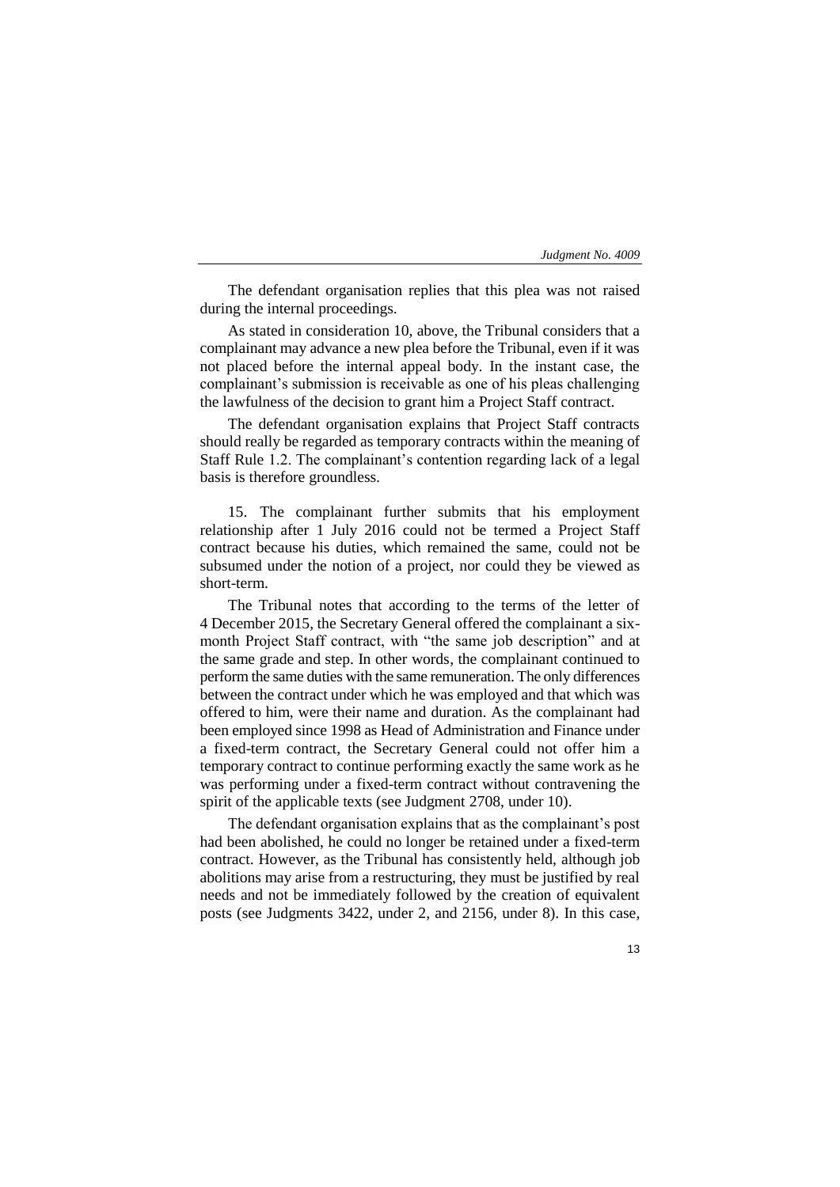The defendant organisation replies that this plea was not raised during the internal proceedings.

As stated in consideration 10, above, the Tribunal considers that a complainant may advance a new plea before the Tribunal, even if it was not placed before the internal appeal body. In the instant case, the complainant's submission is receivable as one of his pleas challenging the lawfulness of the decision to grant him a Project Staff contract.

The defendant organisation explains that Project Staff contracts should really be regarded as temporary contracts within the meaning of Staff Rule 1.2. The complainant's contention regarding lack of a legal basis is therefore groundless.

15. The complainant further submits that his employment relationship after 1 July 2016 could not be termed a Project Staff contract because his duties, which remained the same, could not be subsumed under the notion of a project, nor could they be viewed as short-term.

The Tribunal notes that according to the terms of the letter of 4 December 2015, the Secretary General offered the complainant a six-month Project Staff contract, with "the same job description" and at the same grade and step. In other words, the complainant continued to perform the same duties with the same remuneration. The only differences between the contract under which he was employed and that which was offered to him, were their name and duration. As the complainant had been employed since 1998 as Head of Administration and Finance under a fixed-term contract, the Secretary General could not offer him a temporary contract to continue performing exactly the same work as he was performing under a fixed-term contract without contravening the spirit of the applicable texts (see Judgment 2708, under 10).

The defendant organisation explains that as the complainant's post had been abolished, he could no longer be retained under a fixed-term contract. However, as the Tribunal has consistently held, although job abolitions may arise from a restructuring, they must be justified by real needs and not be immediately followed by the creation of equivalent posts (see Judgments 3422, under 2, and 2156, under 8). In this case,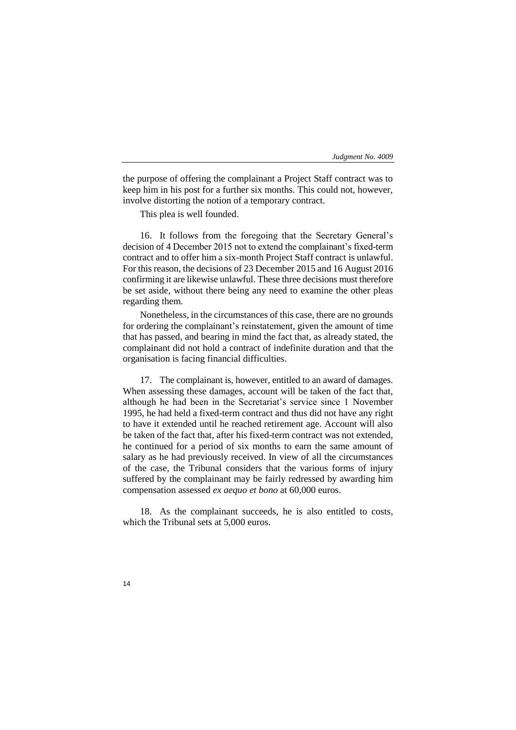the purpose of offering the complainant a Project Staff contract was to keep him in his post for a further six months. This could not, however, involve distorting the notion of a temporary contract.

This plea is well founded.

16. It follows from the foregoing that the Secretary General's decision of 4 December 2015 not to extend the complainant's fixed-term contract and to offer him a six-month Project Staff contract is unlawful. For this reason, the decisions of 23 December 2015 and 16 August 2016 confirming it are likewise unlawful. These three decisions must therefore be set aside, without there being any need to examine the other pleas regarding them.

Nonetheless, in the circumstances of this case, there are no grounds for ordering the complainant's reinstatement, given the amount of time that has passed, and bearing in mind the fact that, as already stated, the complainant did not hold a contract of indefinite duration and that the organisation is facing financial difficulties.

17. The complainant is, however, entitled to an award of damages. When assessing these damages, account will be taken of the fact that, although he had been in the Secretariat's service since 1 November 1995, he had held a fixed-term contract and thus did not have any right to have it extended until he reached retirement age. Account will also be taken of the fact that, after his fixed-term contract was not extended, he continued for a period of six months to earn the same amount of salary as he had previously received. In view of all the circumstances of the case, the Tribunal considers that the various forms of injury suffered by the complainant may be fairly redressed by awarding him compensation assessed *ex aequo et bono* at 60,000 euros.

18. As the complainant succeeds, he is also entitled to costs, which the Tribunal sets at 5,000 euros.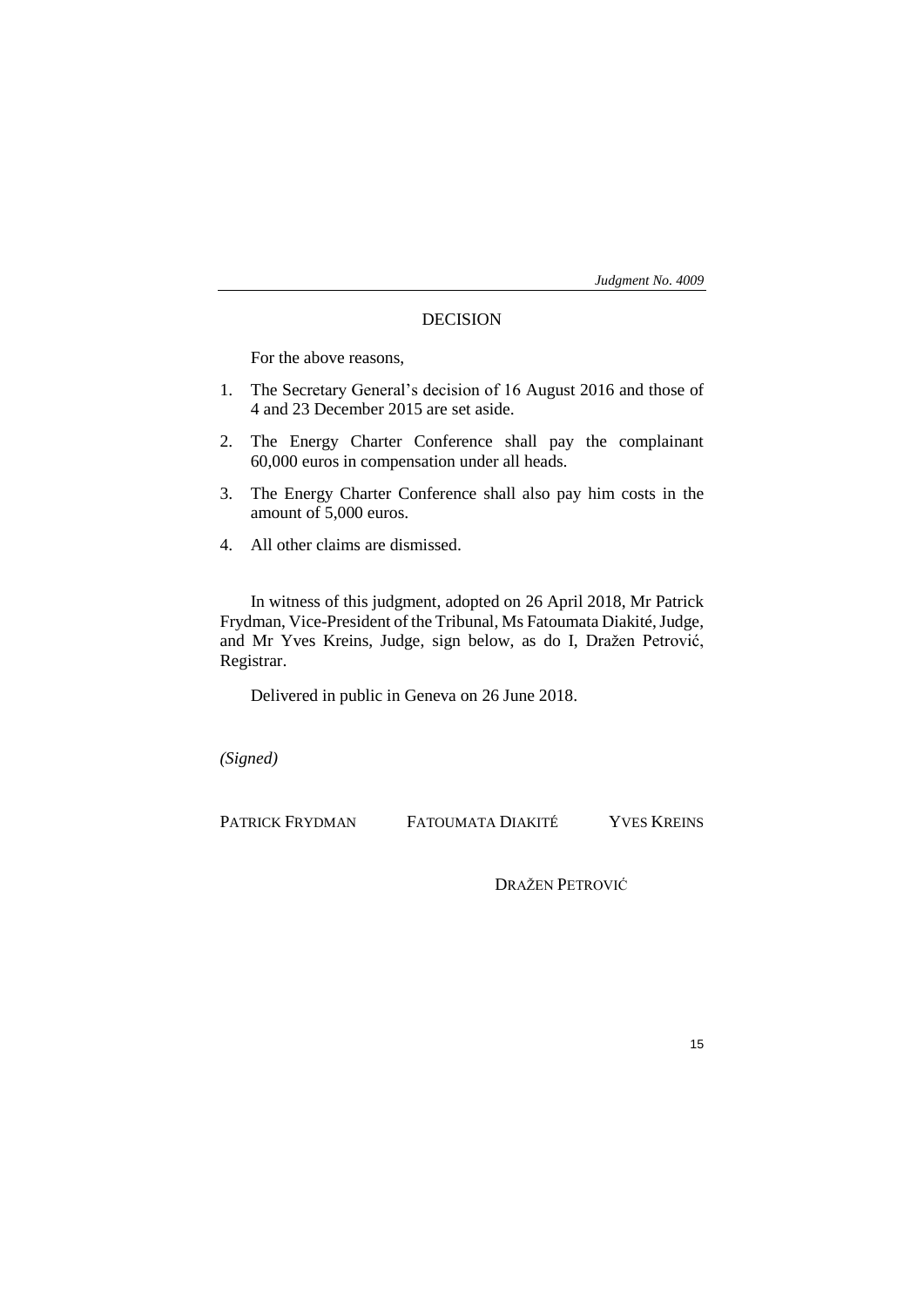DECISION

For the above reasons,

1. The Secretary General's decision of 16 August 2016 and those of 4 and 23 December 2015 are set aside.
2. The Energy Charter Conference shall pay the complainant 60,000 euros in compensation under all heads.
3. The Energy Charter Conference shall also pay him costs in the amount of 5,000 euros.
4. All other claims are dismissed.

In witness of this judgment, adopted on 26 April 2018, Mr Patrick Frydman, Vice-President of the Tribunal, Ms Fatoumata Diakité, Judge, and Mr Yves Kreins, Judge, sign below, as do I, Dražen Petrović, Registrar.

Delivered in public in Geneva on 26 June 2018.

*(Signed)*

PATRICK FRYDMAN FATOUMATA DIAKITÉ YVES KREINS

DRAŽEN PETROVIĆ